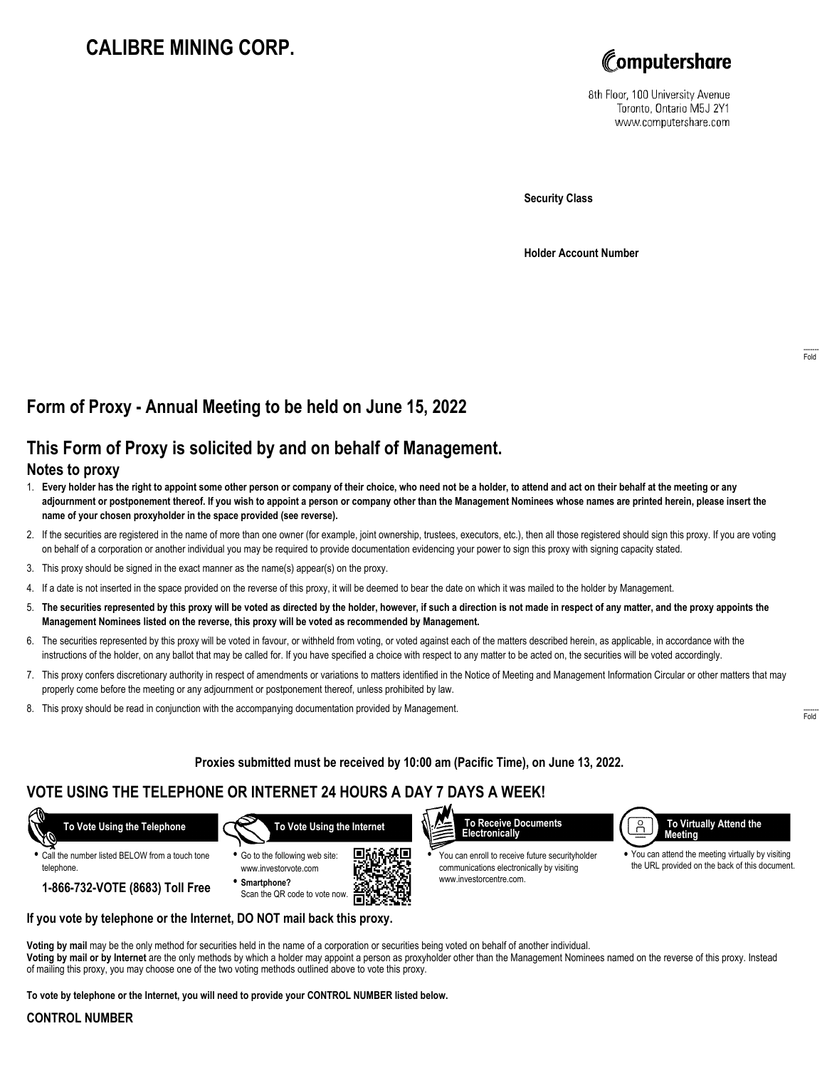# CALIBRE MINING CORP.

Computershare

8th Floor, 100 University Avenue
Toronto, Ontario M5J 2Y1
www.computershare.com

**Security Class**

**Holder Account Number**

Fold

## Form of Proxy - Annual Meeting to be held on June 15, 2022

## This Form of Proxy is solicited by and on behalf of Management.

### Notes to proxy

1. **Every holder has the right to appoint some other person or company of their choice, who need not be a holder, to attend and act on their behalf at the meeting or any adjournment or postponement thereof. If you wish to appoint a person or company other than the Management Nominees whose names are printed herein, please insert the name of your chosen proxyholder in the space provided (see reverse).**
2. If the securities are registered in the name of more than one owner (for example, joint ownership, trustees, executors, etc.), then all those registered should sign this proxy. If you are voting on behalf of a corporation or another individual you may be required to provide documentation evidencing your power to sign this proxy with signing capacity stated.
3. This proxy should be signed in the exact manner as the name(s) appear(s) on the proxy.
4. If a date is not inserted in the space provided on the reverse of this proxy, it will be deemed to bear the date on which it was mailed to the holder by Management.
5. **The securities represented by this proxy will be voted as directed by the holder, however, if such a direction is not made in respect of any matter, and the proxy appoints the Management Nominees listed on the reverse, this proxy will be voted as recommended by Management.**
6. The securities represented by this proxy will be voted in favour, or withheld from voting, or voted against each of the matters described herein, as applicable, in accordance with the instructions of the holder, on any ballot that may be called for. If you have specified a choice with respect to any matter to be acted on, the securities will be voted accordingly.
7. This proxy confers discretionary authority in respect of amendments or variations to matters identified in the Notice of Meeting and Management Information Circular or other matters that may properly come before the meeting or any adjournment or postponement thereof, unless prohibited by law.
8. This proxy should be read in conjunction with the accompanying documentation provided by Management.

Fold

**Proxies submitted must be received by 10:00 am (Pacific Time), on June 13, 2022.**

## VOTE USING THE TELEPHONE OR INTERNET 24 HOURS A DAY 7 DAYS A WEEK!

**To Vote Using the Telephone**

- Call the number listed BELOW from a touch tone telephone.

**1-866-732-VOTE (8683) Toll Free**

**To Vote Using the Internet**

- Go to the following web site: www.investorvote.com
- **Smartphone?** Scan the QR code to vote now.

**To Receive Documents Electronically**

- You can enroll to receive future securityholder communications electronically by visiting www.investorcentre.com.

**To Virtually Attend the Meeting**

- You can attend the meeting virtually by visiting the URL provided on the back of this document.

**If you vote by telephone or the Internet, DO NOT mail back this proxy.**

**Voting by mail** may be the only method for securities held in the name of a corporation or securities being voted on behalf of another individual.
**Voting by mail or by Internet** are the only methods by which a holder may appoint a person as proxyholder other than the Management Nominees named on the reverse of this proxy. Instead of mailing this proxy, you may choose one of the two voting methods outlined above to vote this proxy.

**To vote by telephone or the Internet, you will need to provide your CONTROL NUMBER listed below.**

**CONTROL NUMBER**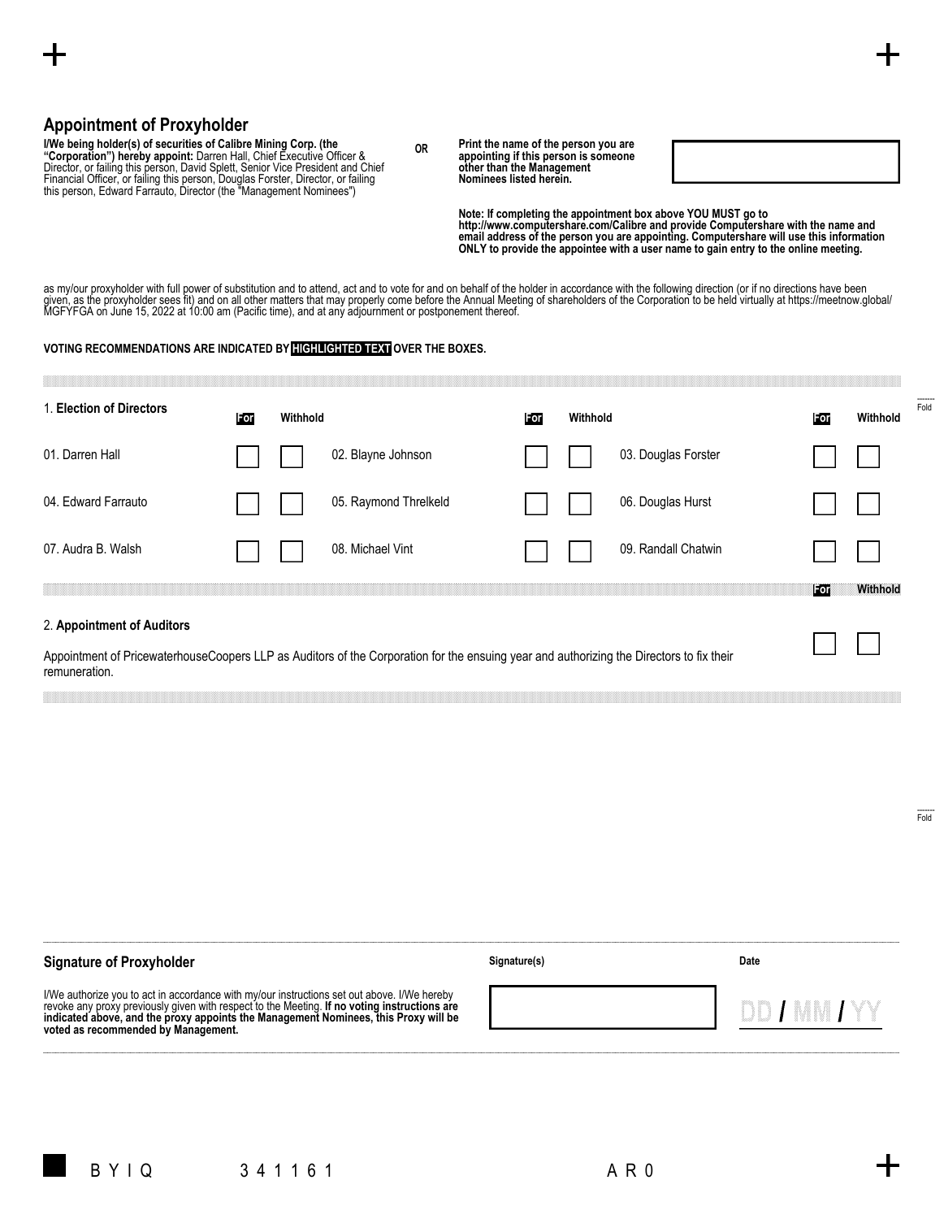## Appointment of Proxyholder

**I/We being holder(s) of securities of Calibre Mining Corp. (the "Corporation") hereby appoint:** Darren Hall, Chief Executive Officer & Director, or failing this person, David Splett, Senior Vice President and Chief Financial Officer, or failing this person, Douglas Forster, Director, or failing this person, Edward Farrauto, Director (the "Management Nominees")

**OR**

**Print the name of the person you are appointing if this person is someone other than the Management Nominees listed herein.**

**Note: If completing the appointment box above YOU MUST go to http://www.computershare.com/Calibre and provide Computershare with the name and email address of the person you are appointing. Computershare will use this information ONLY to provide the appointee with a user name to gain entry to the online meeting.**

as my/our proxyholder with full power of substitution and to attend, act and to vote for and on behalf of the holder in accordance with the following direction (or if no directions have been given, as the proxyholder sees fit) and on all other matters that may properly come before the Annual Meeting of shareholders of the Corporation to be held virtually at https://meetnow.global/MGFYFGA on June 15, 2022 at 10:00 am (Pacific time), and at any adjournment or postponement thereof.

**VOTING RECOMMENDATIONS ARE INDICATED BY HIGHLIGHTED TEXT OVER THE BOXES.**

### 1. Election of Directors

| | For | Withhold | | For | Withhold | | For | Withhold |
|---|---|---|---|---|---|---|---|---|
| 01. Darren Hall | ☐ | ☐ | 02. Blayne Johnson | ☐ | ☐ | 03. Douglas Forster | ☐ | ☐ |
| 04. Edward Farrauto | ☐ | ☐ | 05. Raymond Threlkeld | ☐ | ☐ | 06. Douglas Hurst | ☐ | ☐ |
| 07. Audra B. Walsh | ☐ | ☐ | 08. Michael Vint | ☐ | ☐ | 09. Randall Chatwin | ☐ | ☐ |

### 2. Appointment of Auditors

| | For | Withhold |
|---|---|---|
| Appointment of PricewaterhouseCoopers LLP as Auditors of the Corporation for the ensuing year and authorizing the Directors to fix their remuneration. | ☐ | ☐ |

## Signature of Proxyholder

I/We authorize you to act in accordance with my/our instructions set out above. I/We hereby revoke any proxy previously given with respect to the Meeting. **If no voting instructions are indicated above, and the proxy appoints the Management Nominees, this Proxy will be voted as recommended by Management.**

Signature(s)

Date

DD / MM / YY

B Y I Q 3 4 1 1 6 1 A R 0